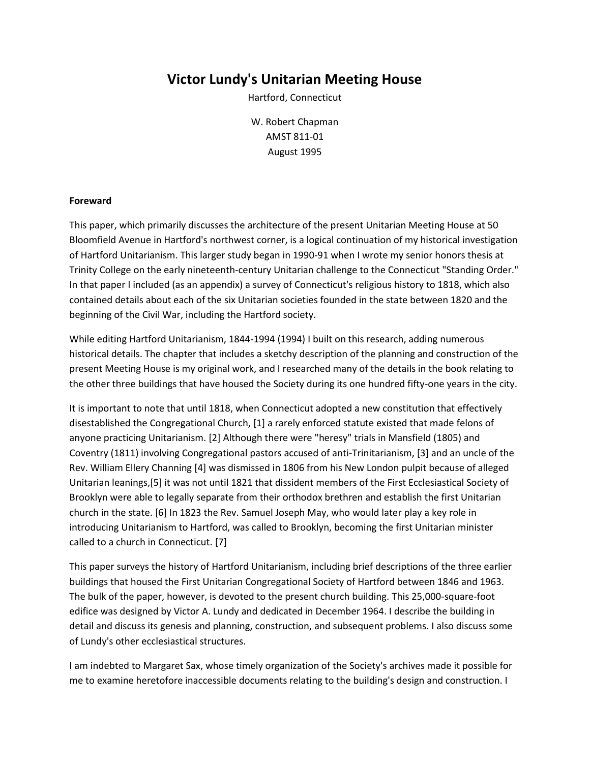# Victor Lundy's Unitarian Meeting House

Hartford, Connecticut

W. Robert Chapman
AMST 811-01
August 1995

**Foreward**

This paper, which primarily discusses the architecture of the present Unitarian Meeting House at 50 Bloomfield Avenue in Hartford's northwest corner, is a logical continuation of my historical investigation of Hartford Unitarianism. This larger study began in 1990-91 when I wrote my senior honors thesis at Trinity College on the early nineteenth-century Unitarian challenge to the Connecticut "Standing Order." In that paper I included (as an appendix) a survey of Connecticut's religious history to 1818, which also contained details about each of the six Unitarian societies founded in the state between 1820 and the beginning of the Civil War, including the Hartford society.

While editing Hartford Unitarianism, 1844-1994 (1994) I built on this research, adding numerous historical details. The chapter that includes a sketchy description of the planning and construction of the present Meeting House is my original work, and I researched many of the details in the book relating to the other three buildings that have housed the Society during its one hundred fifty-one years in the city.

It is important to note that until 1818, when Connecticut adopted a new constitution that effectively disestablished the Congregational Church, [1] a rarely enforced statute existed that made felons of anyone practicing Unitarianism. [2] Although there were "heresy" trials in Mansfield (1805) and Coventry (1811) involving Congregational pastors accused of anti-Trinitarianism, [3] and an uncle of the Rev. William Ellery Channing [4] was dismissed in 1806 from his New London pulpit because of alleged Unitarian leanings,[5] it was not until 1821 that dissident members of the First Ecclesiastical Society of Brooklyn were able to legally separate from their orthodox brethren and establish the first Unitarian church in the state. [6] In 1823 the Rev. Samuel Joseph May, who would later play a key role in introducing Unitarianism to Hartford, was called to Brooklyn, becoming the first Unitarian minister called to a church in Connecticut. [7]

This paper surveys the history of Hartford Unitarianism, including brief descriptions of the three earlier buildings that housed the First Unitarian Congregational Society of Hartford between 1846 and 1963. The bulk of the paper, however, is devoted to the present church building. This 25,000-square-foot edifice was designed by Victor A. Lundy and dedicated in December 1964. I describe the building in detail and discuss its genesis and planning, construction, and subsequent problems. I also discuss some of Lundy's other ecclesiastical structures.

I am indebted to Margaret Sax, whose timely organization of the Society's archives made it possible for me to examine heretofore inaccessible documents relating to the building's design and construction. I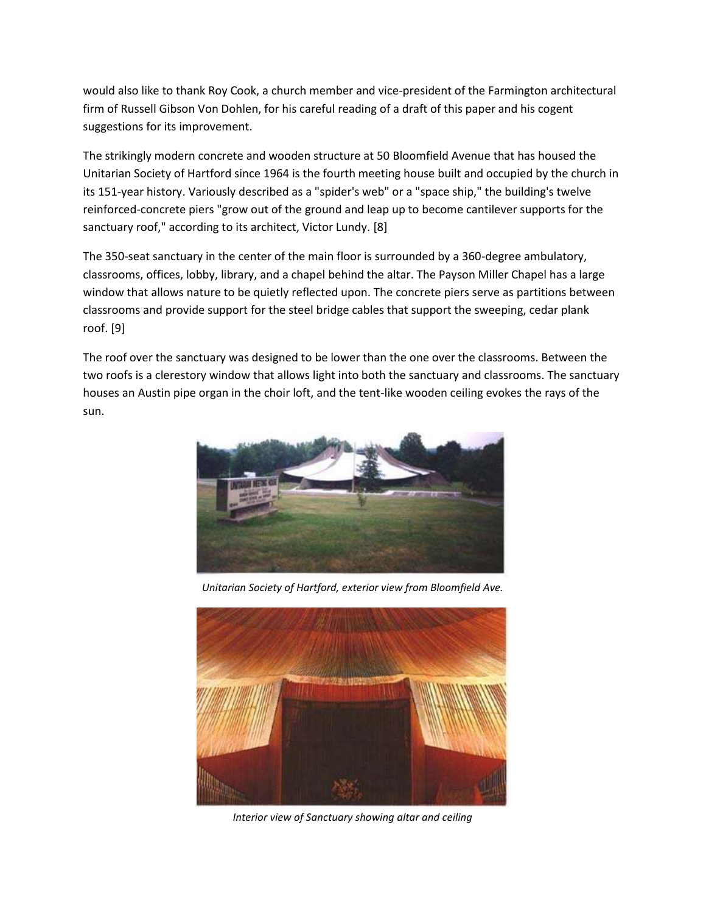would also like to thank Roy Cook, a church member and vice-president of the Farmington architectural firm of Russell Gibson Von Dohlen, for his careful reading of a draft of this paper and his cogent suggestions for its improvement.

The strikingly modern concrete and wooden structure at 50 Bloomfield Avenue that has housed the Unitarian Society of Hartford since 1964 is the fourth meeting house built and occupied by the church in its 151-year history. Variously described as a "spider's web" or a "space ship," the building's twelve reinforced-concrete piers "grow out of the ground and leap up to become cantilever supports for the sanctuary roof," according to its architect, Victor Lundy. [8]

The 350-seat sanctuary in the center of the main floor is surrounded by a 360-degree ambulatory, classrooms, offices, lobby, library, and a chapel behind the altar. The Payson Miller Chapel has a large window that allows nature to be quietly reflected upon. The concrete piers serve as partitions between classrooms and provide support for the steel bridge cables that support the sweeping, cedar plank roof. [9]

The roof over the sanctuary was designed to be lower than the one over the classrooms. Between the two roofs is a clerestory window that allows light into both the sanctuary and classrooms. The sanctuary houses an Austin pipe organ in the choir loft, and the tent-like wooden ceiling evokes the rays of the sun.

*Unitarian Society of Hartford, exterior view from Bloomfield Ave.*

*Interior view of Sanctuary showing altar and ceiling*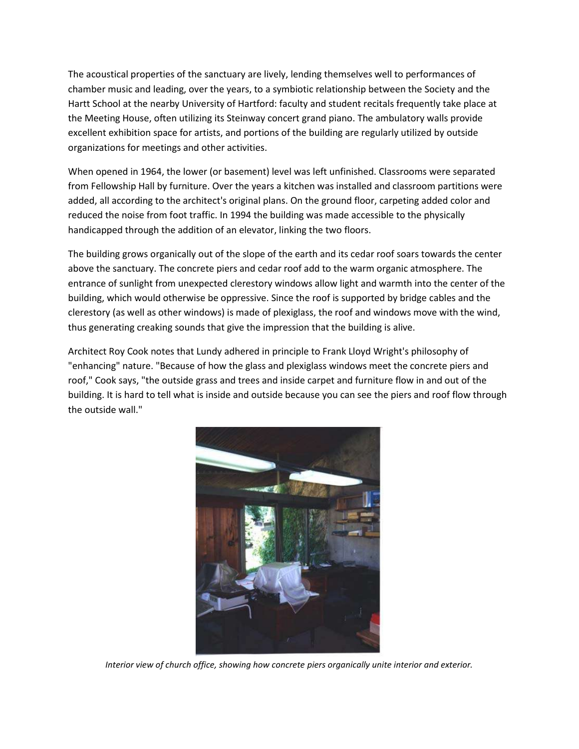The acoustical properties of the sanctuary are lively, lending themselves well to performances of chamber music and leading, over the years, to a symbiotic relationship between the Society and the Hartt School at the nearby University of Hartford: faculty and student recitals frequently take place at the Meeting House, often utilizing its Steinway concert grand piano. The ambulatory walls provide excellent exhibition space for artists, and portions of the building are regularly utilized by outside organizations for meetings and other activities.

When opened in 1964, the lower (or basement) level was left unfinished. Classrooms were separated from Fellowship Hall by furniture. Over the years a kitchen was installed and classroom partitions were added, all according to the architect's original plans. On the ground floor, carpeting added color and reduced the noise from foot traffic. In 1994 the building was made accessible to the physically handicapped through the addition of an elevator, linking the two floors.

The building grows organically out of the slope of the earth and its cedar roof soars towards the center above the sanctuary. The concrete piers and cedar roof add to the warm organic atmosphere. The entrance of sunlight from unexpected clerestory windows allow light and warmth into the center of the building, which would otherwise be oppressive. Since the roof is supported by bridge cables and the clerestory (as well as other windows) is made of plexiglass, the roof and windows move with the wind, thus generating creaking sounds that give the impression that the building is alive.

Architect Roy Cook notes that Lundy adhered in principle to Frank Lloyd Wright's philosophy of "enhancing" nature. "Because of how the glass and plexiglass windows meet the concrete piers and roof," Cook says, "the outside grass and trees and inside carpet and furniture flow in and out of the building. It is hard to tell what is inside and outside because you can see the piers and roof flow through the outside wall."

*Interior view of church office, showing how concrete piers organically unite interior and exterior.*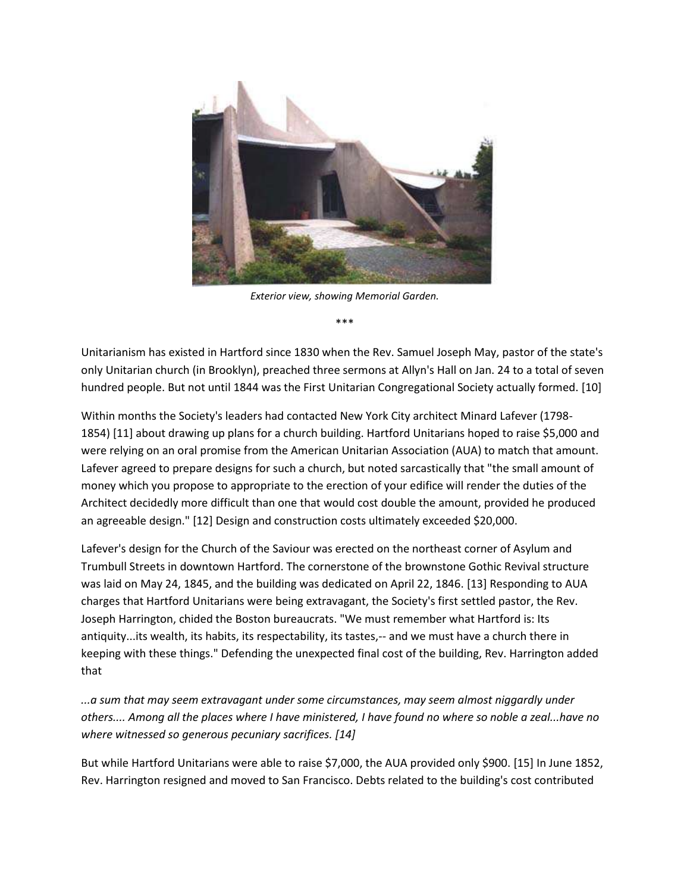*Exterior view, showing Memorial Garden.*

\*\*\*

Unitarianism has existed in Hartford since 1830 when the Rev. Samuel Joseph May, pastor of the state's only Unitarian church (in Brooklyn), preached three sermons at Allyn's Hall on Jan. 24 to a total of seven hundred people. But not until 1844 was the First Unitarian Congregational Society actually formed. [10]

Within months the Society's leaders had contacted New York City architect Minard Lafever (1798-1854) [11] about drawing up plans for a church building. Hartford Unitarians hoped to raise $5,000 and were relying on an oral promise from the American Unitarian Association (AUA) to match that amount. Lafever agreed to prepare designs for such a church, but noted sarcastically that "the small amount of money which you propose to appropriate to the erection of your edifice will render the duties of the Architect decidedly more difficult than one that would cost double the amount, provided he produced an agreeable design." [12] Design and construction costs ultimately exceeded $20,000.

Lafever's design for the Church of the Saviour was erected on the northeast corner of Asylum and Trumbull Streets in downtown Hartford. The cornerstone of the brownstone Gothic Revival structure was laid on May 24, 1845, and the building was dedicated on April 22, 1846. [13] Responding to AUA charges that Hartford Unitarians were being extravagant, the Society's first settled pastor, the Rev. Joseph Harrington, chided the Boston bureaucrats. "We must remember what Hartford is: Its antiquity...its wealth, its habits, its respectability, its tastes,-- and we must have a church there in keeping with these things." Defending the unexpected final cost of the building, Rev. Harrington added that

*...a sum that may seem extravagant under some circumstances, may seem almost niggardly under others.... Among all the places where I have ministered, I have found no where so noble a zeal...have no where witnessed so generous pecuniary sacrifices. [14]*

But while Hartford Unitarians were able to raise $7,000, the AUA provided only $900. [15] In June 1852, Rev. Harrington resigned and moved to San Francisco. Debts related to the building's cost contributed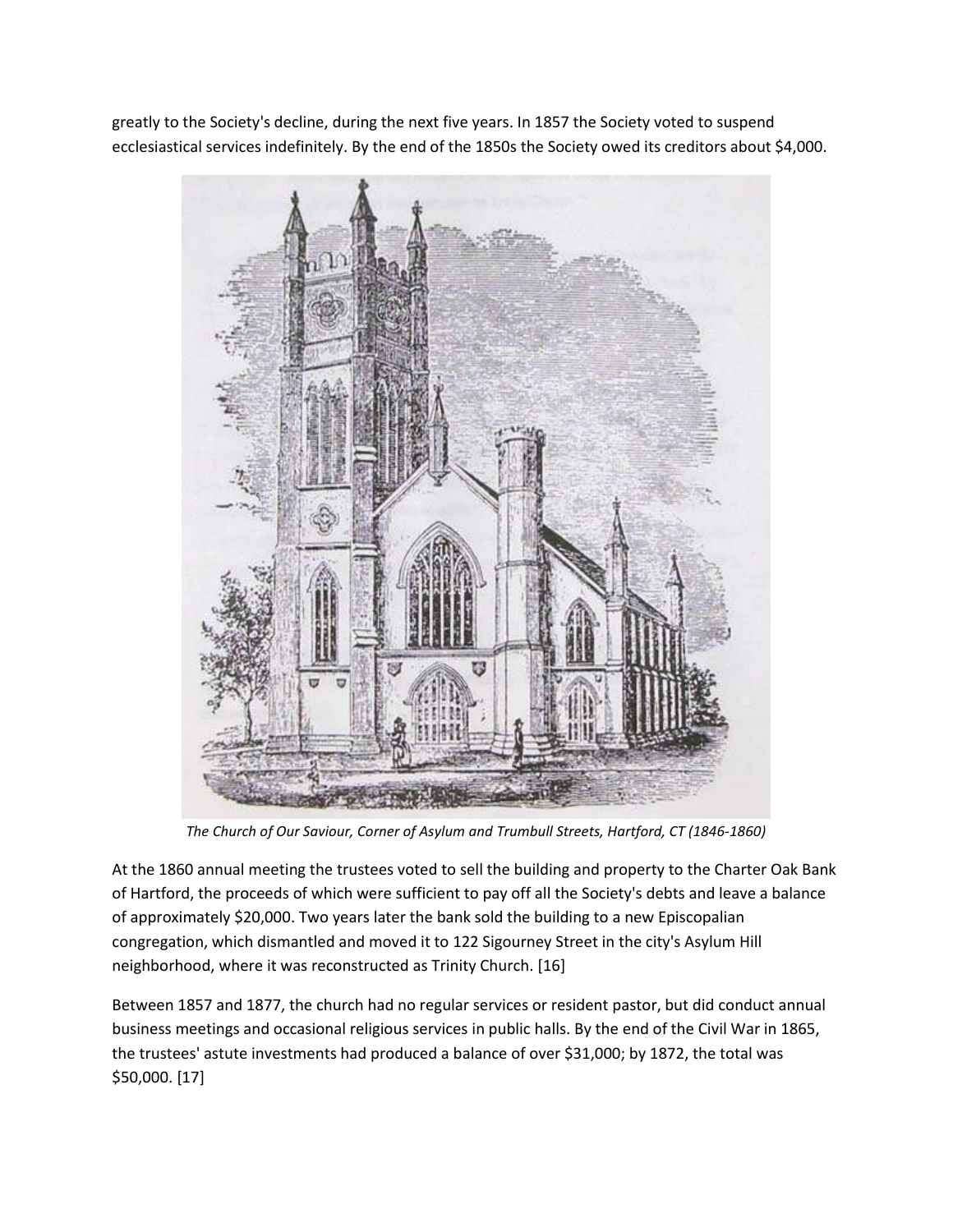greatly to the Society's decline, during the next five years. In 1857 the Society voted to suspend ecclesiastical services indefinitely. By the end of the 1850s the Society owed its creditors about $4,000.

*The Church of Our Saviour, Corner of Asylum and Trumbull Streets, Hartford, CT (1846-1860)*

At the 1860 annual meeting the trustees voted to sell the building and property to the Charter Oak Bank of Hartford, the proceeds of which were sufficient to pay off all the Society's debts and leave a balance of approximately $20,000. Two years later the bank sold the building to a new Episcopalian congregation, which dismantled and moved it to 122 Sigourney Street in the city's Asylum Hill neighborhood, where it was reconstructed as Trinity Church. [16]

Between 1857 and 1877, the church had no regular services or resident pastor, but did conduct annual business meetings and occasional religious services in public halls. By the end of the Civil War in 1865, the trustees' astute investments had produced a balance of over $31,000; by 1872, the total was $50,000. [17]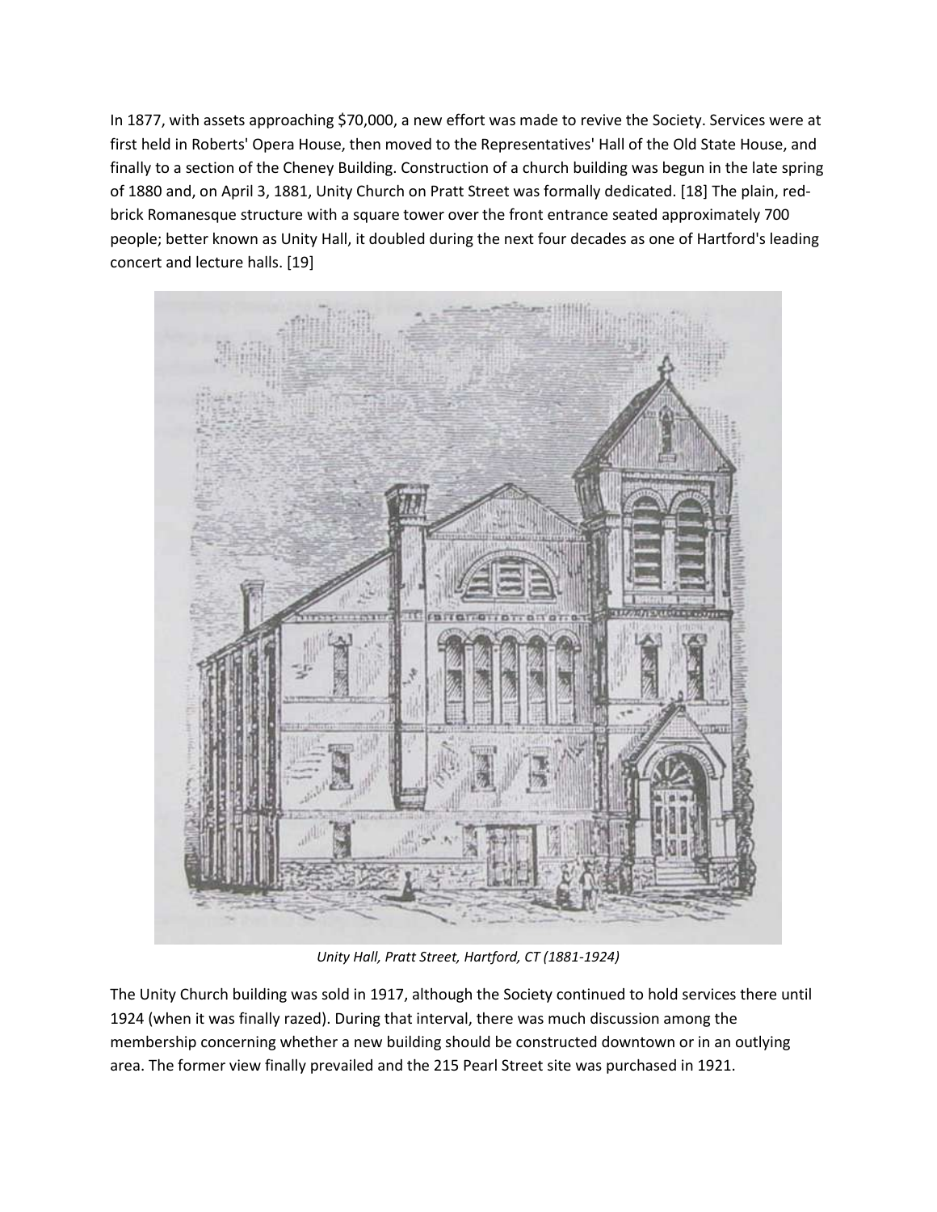In 1877, with assets approaching $70,000, a new effort was made to revive the Society. Services were at first held in Roberts' Opera House, then moved to the Representatives' Hall of the Old State House, and finally to a section of the Cheney Building. Construction of a church building was begun in the late spring of 1880 and, on April 3, 1881, Unity Church on Pratt Street was formally dedicated. [18] The plain, red-brick Romanesque structure with a square tower over the front entrance seated approximately 700 people; better known as Unity Hall, it doubled during the next four decades as one of Hartford's leading concert and lecture halls. [19]

*Unity Hall, Pratt Street, Hartford, CT (1881-1924)*

The Unity Church building was sold in 1917, although the Society continued to hold services there until 1924 (when it was finally razed). During that interval, there was much discussion among the membership concerning whether a new building should be constructed downtown or in an outlying area. The former view finally prevailed and the 215 Pearl Street site was purchased in 1921.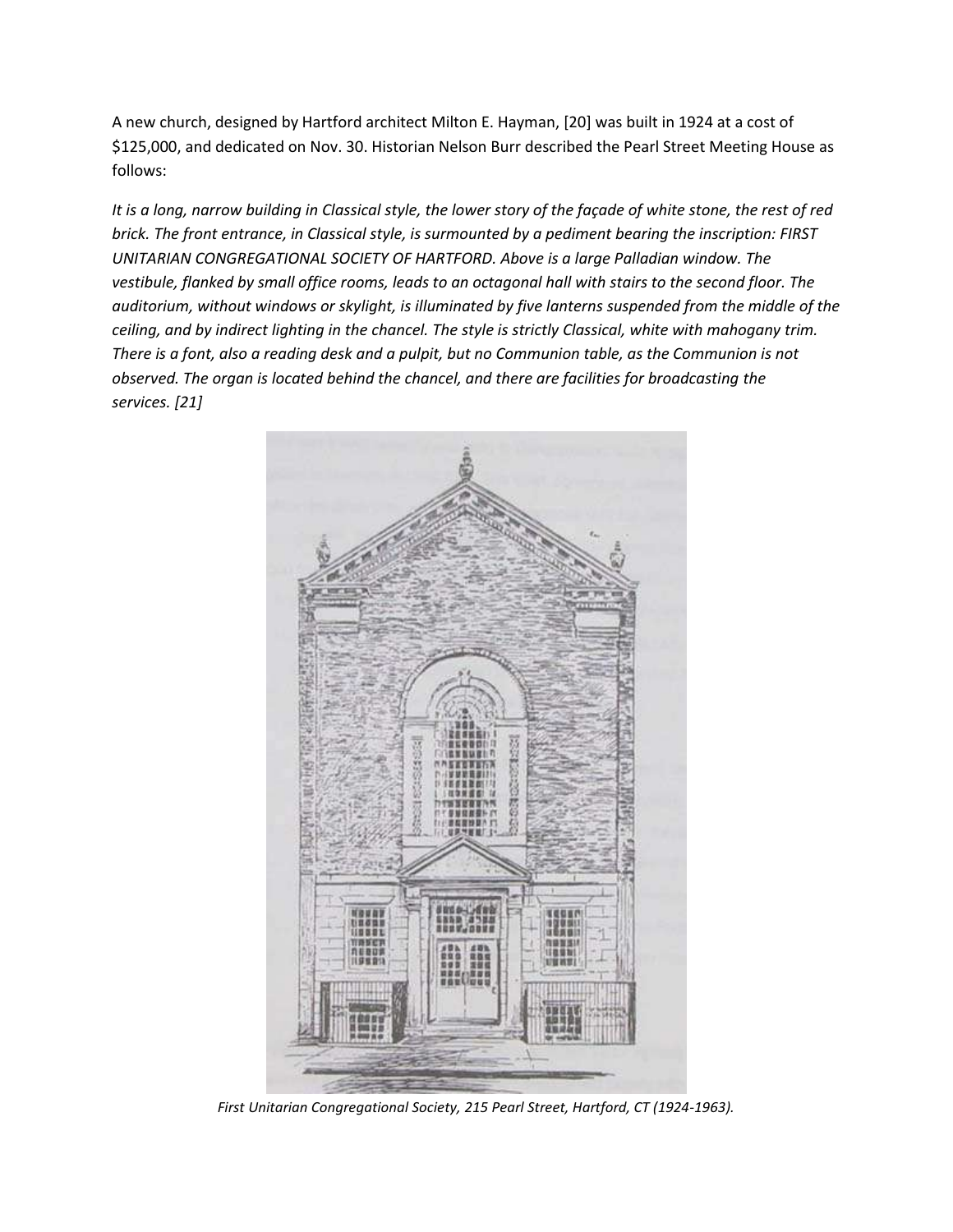A new church, designed by Hartford architect Milton E. Hayman, [20] was built in 1924 at a cost of $125,000, and dedicated on Nov. 30. Historian Nelson Burr described the Pearl Street Meeting House as follows:

*It is a long, narrow building in Classical style, the lower story of the façade of white stone, the rest of red brick. The front entrance, in Classical style, is surmounted by a pediment bearing the inscription: FIRST UNITARIAN CONGREGATIONAL SOCIETY OF HARTFORD. Above is a large Palladian window. The vestibule, flanked by small office rooms, leads to an octagonal hall with stairs to the second floor. The auditorium, without windows or skylight, is illuminated by five lanterns suspended from the middle of the ceiling, and by indirect lighting in the chancel. The style is strictly Classical, white with mahogany trim. There is a font, also a reading desk and a pulpit, but no Communion table, as the Communion is not observed. The organ is located behind the chancel, and there are facilities for broadcasting the services. [21]*

*First Unitarian Congregational Society, 215 Pearl Street, Hartford, CT (1924-1963).*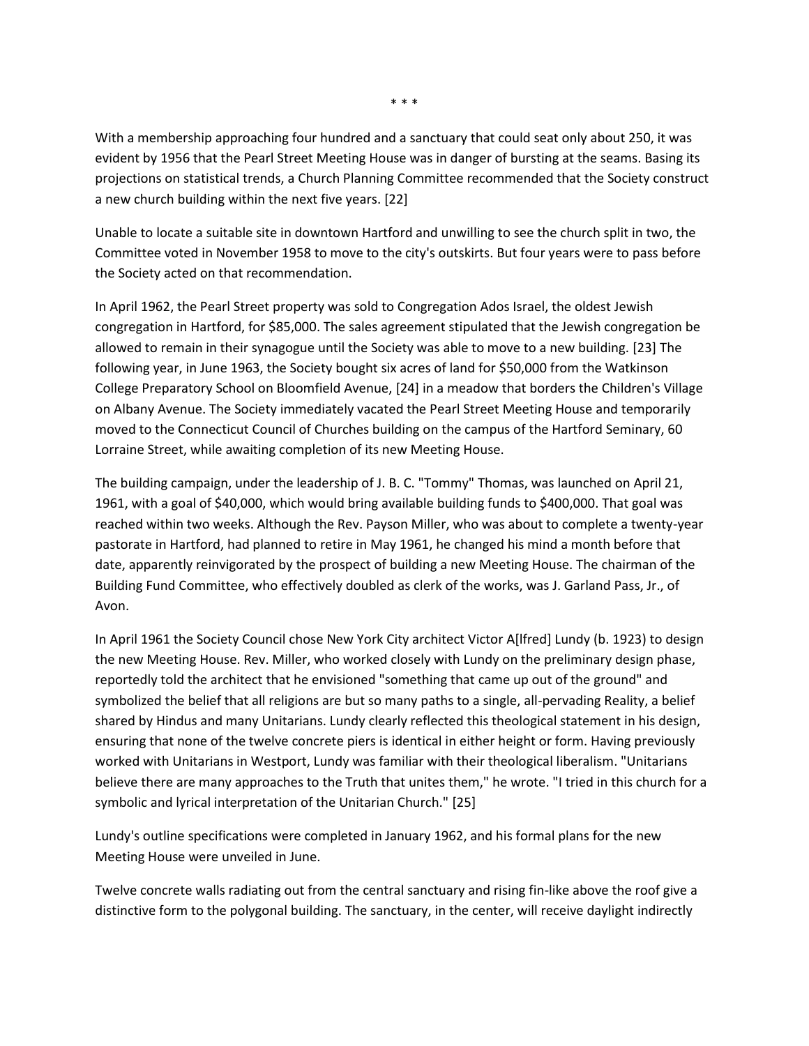\* \* \*

With a membership approaching four hundred and a sanctuary that could seat only about 250, it was evident by 1956 that the Pearl Street Meeting House was in danger of bursting at the seams. Basing its projections on statistical trends, a Church Planning Committee recommended that the Society construct a new church building within the next five years. [22]

Unable to locate a suitable site in downtown Hartford and unwilling to see the church split in two, the Committee voted in November 1958 to move to the city's outskirts. But four years were to pass before the Society acted on that recommendation.

In April 1962, the Pearl Street property was sold to Congregation Ados Israel, the oldest Jewish congregation in Hartford, for $85,000. The sales agreement stipulated that the Jewish congregation be allowed to remain in their synagogue until the Society was able to move to a new building. [23] The following year, in June 1963, the Society bought six acres of land for $50,000 from the Watkinson College Preparatory School on Bloomfield Avenue, [24] in a meadow that borders the Children's Village on Albany Avenue. The Society immediately vacated the Pearl Street Meeting House and temporarily moved to the Connecticut Council of Churches building on the campus of the Hartford Seminary, 60 Lorraine Street, while awaiting completion of its new Meeting House.

The building campaign, under the leadership of J. B. C. "Tommy" Thomas, was launched on April 21, 1961, with a goal of $40,000, which would bring available building funds to $400,000. That goal was reached within two weeks. Although the Rev. Payson Miller, who was about to complete a twenty-year pastorate in Hartford, had planned to retire in May 1961, he changed his mind a month before that date, apparently reinvigorated by the prospect of building a new Meeting House. The chairman of the Building Fund Committee, who effectively doubled as clerk of the works, was J. Garland Pass, Jr., of Avon.

In April 1961 the Society Council chose New York City architect Victor A[lfred] Lundy (b. 1923) to design the new Meeting House. Rev. Miller, who worked closely with Lundy on the preliminary design phase, reportedly told the architect that he envisioned "something that came up out of the ground" and symbolized the belief that all religions are but so many paths to a single, all-pervading Reality, a belief shared by Hindus and many Unitarians. Lundy clearly reflected this theological statement in his design, ensuring that none of the twelve concrete piers is identical in either height or form. Having previously worked with Unitarians in Westport, Lundy was familiar with their theological liberalism. "Unitarians believe there are many approaches to the Truth that unites them," he wrote. "I tried in this church for a symbolic and lyrical interpretation of the Unitarian Church." [25]

Lundy's outline specifications were completed in January 1962, and his formal plans for the new Meeting House were unveiled in June.

Twelve concrete walls radiating out from the central sanctuary and rising fin-like above the roof give a distinctive form to the polygonal building. The sanctuary, in the center, will receive daylight indirectly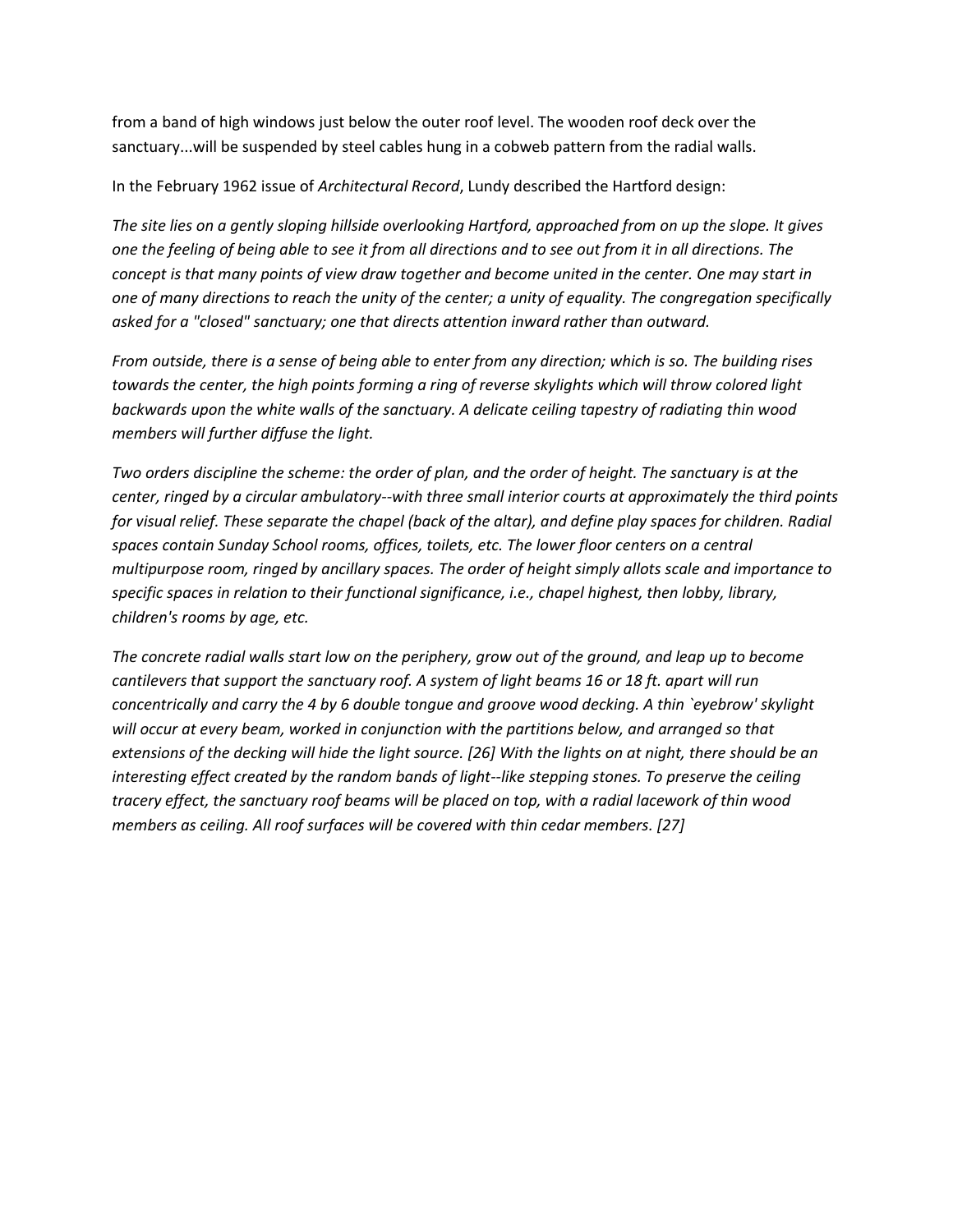from a band of high windows just below the outer roof level. The wooden roof deck over the sanctuary...will be suspended by steel cables hung in a cobweb pattern from the radial walls.

In the February 1962 issue of *Architectural Record*, Lundy described the Hartford design:

*The site lies on a gently sloping hillside overlooking Hartford, approached from on up the slope. It gives one the feeling of being able to see it from all directions and to see out from it in all directions. The concept is that many points of view draw together and become united in the center. One may start in one of many directions to reach the unity of the center; a unity of equality. The congregation specifically asked for a "closed" sanctuary; one that directs attention inward rather than outward.*

*From outside, there is a sense of being able to enter from any direction; which is so. The building rises towards the center, the high points forming a ring of reverse skylights which will throw colored light backwards upon the white walls of the sanctuary. A delicate ceiling tapestry of radiating thin wood members will further diffuse the light.*

*Two orders discipline the scheme: the order of plan, and the order of height. The sanctuary is at the center, ringed by a circular ambulatory--with three small interior courts at approximately the third points for visual relief. These separate the chapel (back of the altar), and define play spaces for children. Radial spaces contain Sunday School rooms, offices, toilets, etc. The lower floor centers on a central multipurpose room, ringed by ancillary spaces. The order of height simply allots scale and importance to specific spaces in relation to their functional significance, i.e., chapel highest, then lobby, library, children's rooms by age, etc.*

*The concrete radial walls start low on the periphery, grow out of the ground, and leap up to become cantilevers that support the sanctuary roof. A system of light beams 16 or 18 ft. apart will run concentrically and carry the 4 by 6 double tongue and groove wood decking. A thin `eyebrow' skylight will occur at every beam, worked in conjunction with the partitions below, and arranged so that extensions of the decking will hide the light source. [26] With the lights on at night, there should be an interesting effect created by the random bands of light--like stepping stones. To preserve the ceiling tracery effect, the sanctuary roof beams will be placed on top, with a radial lacework of thin wood members as ceiling. All roof surfaces will be covered with thin cedar members. [27]*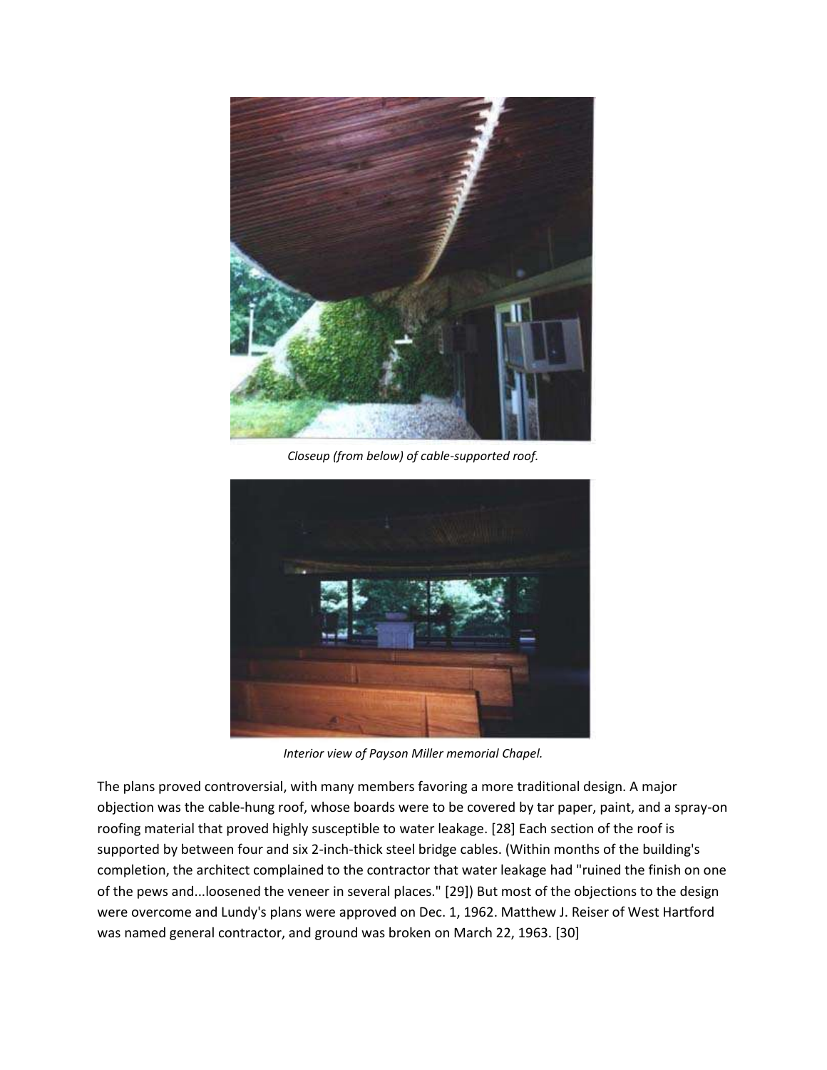*Closeup (from below) of cable-supported roof.*

*Interior view of Payson Miller memorial Chapel.*

The plans proved controversial, with many members favoring a more traditional design. A major objection was the cable-hung roof, whose boards were to be covered by tar paper, paint, and a spray-on roofing material that proved highly susceptible to water leakage. [28] Each section of the roof is supported by between four and six 2-inch-thick steel bridge cables. (Within months of the building's completion, the architect complained to the contractor that water leakage had "ruined the finish on one of the pews and...loosened the veneer in several places." [29]) But most of the objections to the design were overcome and Lundy's plans were approved on Dec. 1, 1962. Matthew J. Reiser of West Hartford was named general contractor, and ground was broken on March 22, 1963. [30]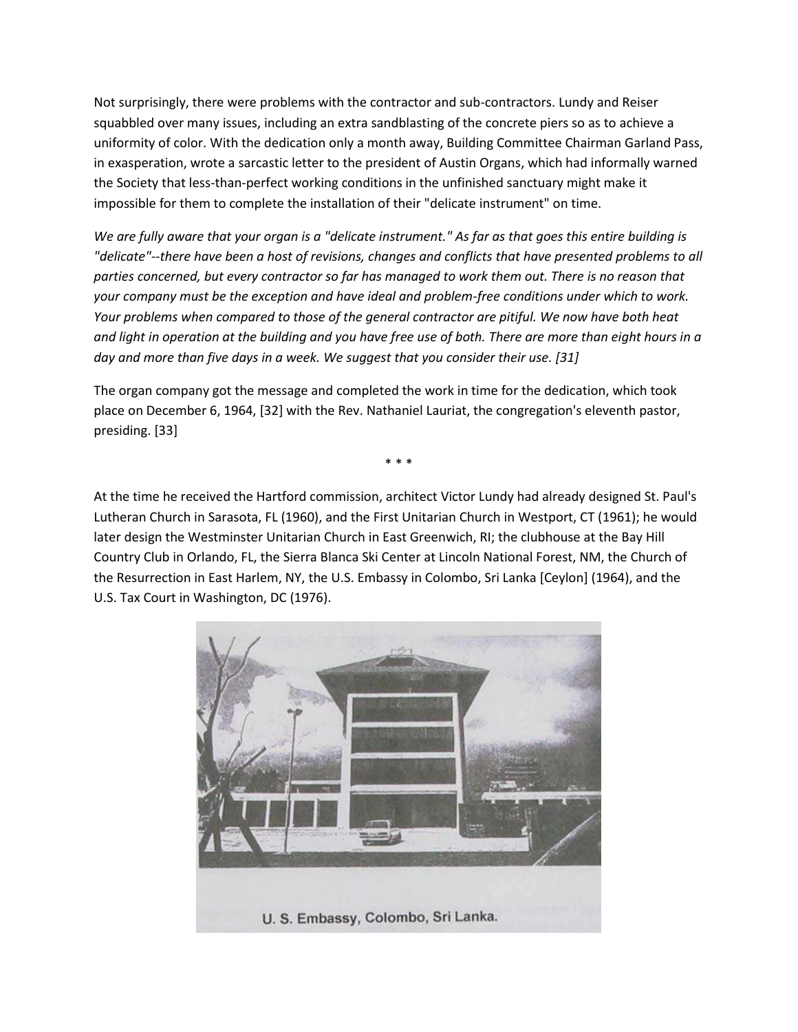Not surprisingly, there were problems with the contractor and sub-contractors. Lundy and Reiser squabbled over many issues, including an extra sandblasting of the concrete piers so as to achieve a uniformity of color. With the dedication only a month away, Building Committee Chairman Garland Pass, in exasperation, wrote a sarcastic letter to the president of Austin Organs, which had informally warned the Society that less-than-perfect working conditions in the unfinished sanctuary might make it impossible for them to complete the installation of their "delicate instrument" on time.

*We are fully aware that your organ is a "delicate instrument." As far as that goes this entire building is "delicate"--there have been a host of revisions, changes and conflicts that have presented problems to all parties concerned, but every contractor so far has managed to work them out. There is no reason that your company must be the exception and have ideal and problem-free conditions under which to work. Your problems when compared to those of the general contractor are pitiful. We now have both heat and light in operation at the building and you have free use of both. There are more than eight hours in a day and more than five days in a week. We suggest that you consider their use. [31]*

The organ company got the message and completed the work in time for the dedication, which took place on December 6, 1964, [32] with the Rev. Nathaniel Lauriat, the congregation's eleventh pastor, presiding. [33]

\* \* \*

At the time he received the Hartford commission, architect Victor Lundy had already designed St. Paul's Lutheran Church in Sarasota, FL (1960), and the First Unitarian Church in Westport, CT (1961); he would later design the Westminster Unitarian Church in East Greenwich, RI; the clubhouse at the Bay Hill Country Club in Orlando, FL, the Sierra Blanca Ski Center at Lincoln National Forest, NM, the Church of the Resurrection in East Harlem, NY, the U.S. Embassy in Colombo, Sri Lanka [Ceylon] (1964), and the U.S. Tax Court in Washington, DC (1976).

U. S. Embassy, Colombo, Sri Lanka.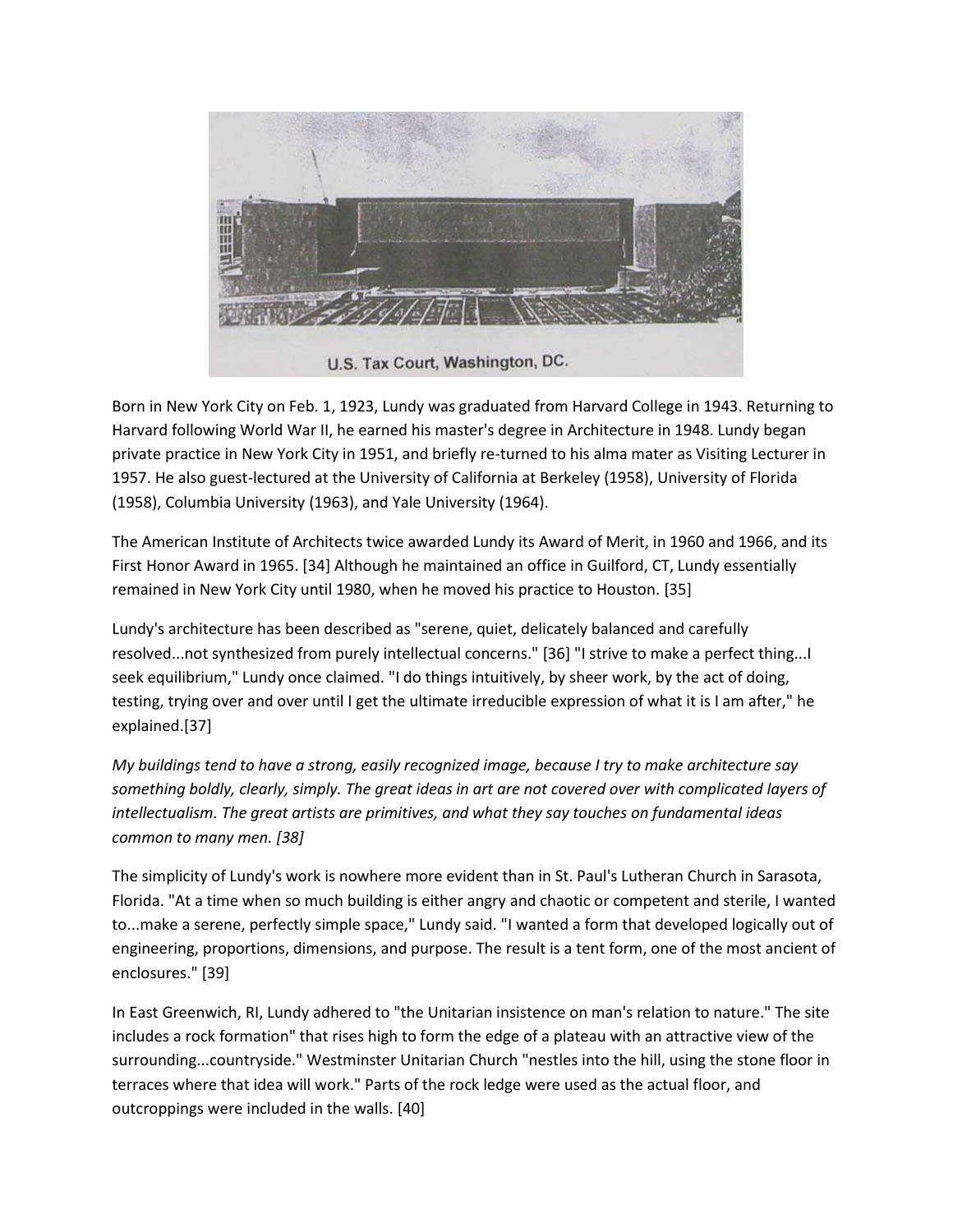U.S. Tax Court, Washington, DC.

Born in New York City on Feb. 1, 1923, Lundy was graduated from Harvard College in 1943. Returning to Harvard following World War II, he earned his master's degree in Architecture in 1948. Lundy began private practice in New York City in 1951, and briefly re-turned to his alma mater as Visiting Lecturer in 1957. He also guest-lectured at the University of California at Berkeley (1958), University of Florida (1958), Columbia University (1963), and Yale University (1964).

The American Institute of Architects twice awarded Lundy its Award of Merit, in 1960 and 1966, and its First Honor Award in 1965. [34] Although he maintained an office in Guilford, CT, Lundy essentially remained in New York City until 1980, when he moved his practice to Houston. [35]

Lundy's architecture has been described as "serene, quiet, delicately balanced and carefully resolved...not synthesized from purely intellectual concerns." [36] "I strive to make a perfect thing...I seek equilibrium," Lundy once claimed. "I do things intuitively, by sheer work, by the act of doing, testing, trying over and over until I get the ultimate irreducible expression of what it is I am after," he explained.[37]

*My buildings tend to have a strong, easily recognized image, because I try to make architecture say something boldly, clearly, simply. The great ideas in art are not covered over with complicated layers of intellectualism. The great artists are primitives, and what they say touches on fundamental ideas common to many men. [38]*

The simplicity of Lundy's work is nowhere more evident than in St. Paul's Lutheran Church in Sarasota, Florida. "At a time when so much building is either angry and chaotic or competent and sterile, I wanted to...make a serene, perfectly simple space," Lundy said. "I wanted a form that developed logically out of engineering, proportions, dimensions, and purpose. The result is a tent form, one of the most ancient of enclosures." [39]

In East Greenwich, RI, Lundy adhered to "the Unitarian insistence on man's relation to nature." The site includes a rock formation" that rises high to form the edge of a plateau with an attractive view of the surrounding...countryside." Westminster Unitarian Church "nestles into the hill, using the stone floor in terraces where that idea will work." Parts of the rock ledge were used as the actual floor, and outcroppings were included in the walls. [40]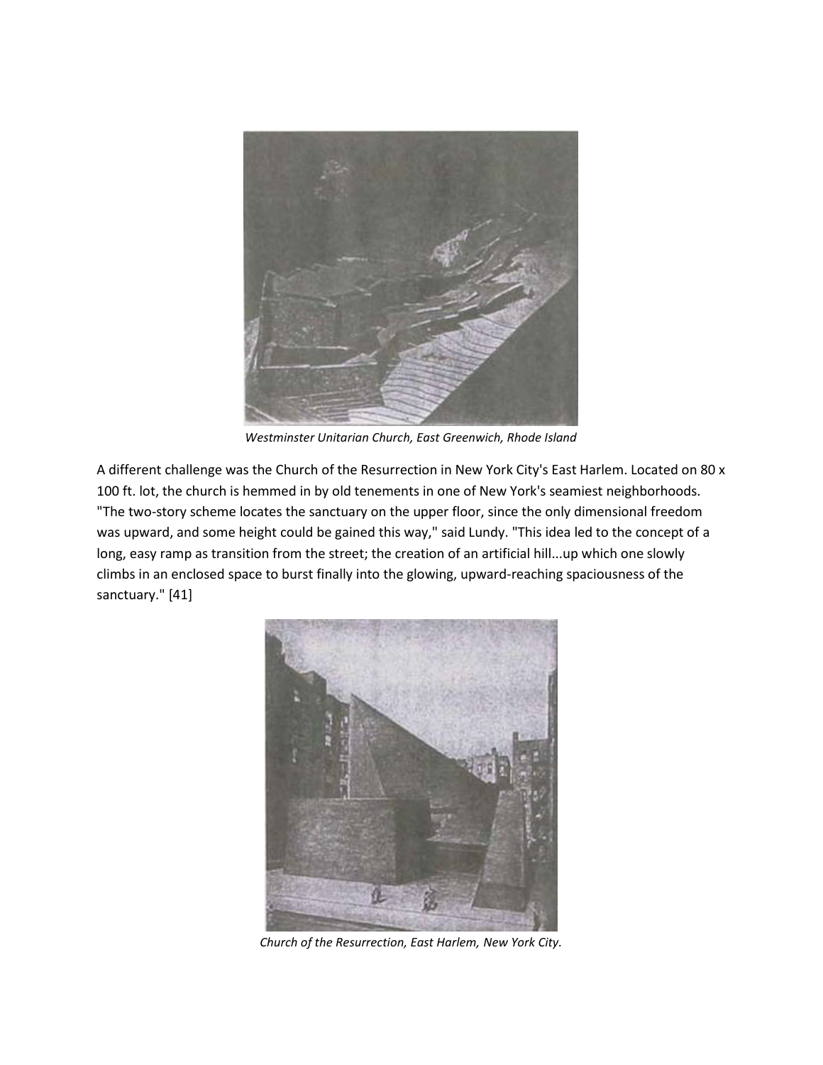*Westminster Unitarian Church, East Greenwich, Rhode Island*

A different challenge was the Church of the Resurrection in New York City's East Harlem. Located on 80 x 100 ft. lot, the church is hemmed in by old tenements in one of New York's seamiest neighborhoods. "The two-story scheme locates the sanctuary on the upper floor, since the only dimensional freedom was upward, and some height could be gained this way," said Lundy. "This idea led to the concept of a long, easy ramp as transition from the street; the creation of an artificial hill...up which one slowly climbs in an enclosed space to burst finally into the glowing, upward-reaching spaciousness of the sanctuary." [41]

*Church of the Resurrection, East Harlem, New York City.*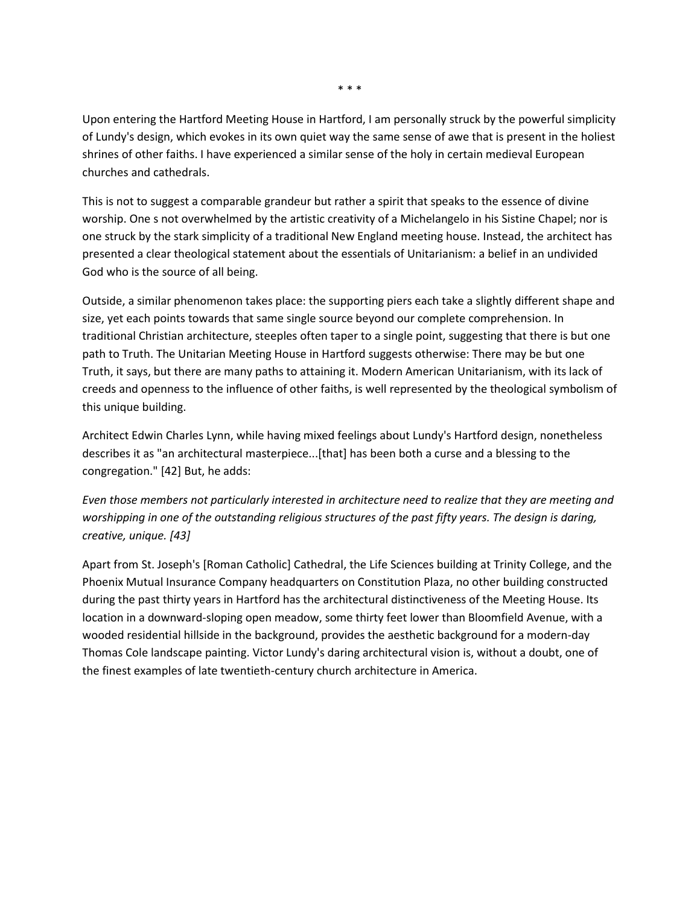\* \* \*

Upon entering the Hartford Meeting House in Hartford, I am personally struck by the powerful simplicity of Lundy's design, which evokes in its own quiet way the same sense of awe that is present in the holiest shrines of other faiths. I have experienced a similar sense of the holy in certain medieval European churches and cathedrals.

This is not to suggest a comparable grandeur but rather a spirit that speaks to the essence of divine worship. One s not overwhelmed by the artistic creativity of a Michelangelo in his Sistine Chapel; nor is one struck by the stark simplicity of a traditional New England meeting house. Instead, the architect has presented a clear theological statement about the essentials of Unitarianism: a belief in an undivided God who is the source of all being.

Outside, a similar phenomenon takes place: the supporting piers each take a slightly different shape and size, yet each points towards that same single source beyond our complete comprehension. In traditional Christian architecture, steeples often taper to a single point, suggesting that there is but one path to Truth. The Unitarian Meeting House in Hartford suggests otherwise: There may be but one Truth, it says, but there are many paths to attaining it. Modern American Unitarianism, with its lack of creeds and openness to the influence of other faiths, is well represented by the theological symbolism of this unique building.

Architect Edwin Charles Lynn, while having mixed feelings about Lundy's Hartford design, nonetheless describes it as "an architectural masterpiece...[that] has been both a curse and a blessing to the congregation." [42] But, he adds:

*Even those members not particularly interested in architecture need to realize that they are meeting and worshipping in one of the outstanding religious structures of the past fifty years. The design is daring, creative, unique. [43]*

Apart from St. Joseph's [Roman Catholic] Cathedral, the Life Sciences building at Trinity College, and the Phoenix Mutual Insurance Company headquarters on Constitution Plaza, no other building constructed during the past thirty years in Hartford has the architectural distinctiveness of the Meeting House. Its location in a downward-sloping open meadow, some thirty feet lower than Bloomfield Avenue, with a wooded residential hillside in the background, provides the aesthetic background for a modern-day Thomas Cole landscape painting. Victor Lundy's daring architectural vision is, without a doubt, one of the finest examples of late twentieth-century church architecture in America.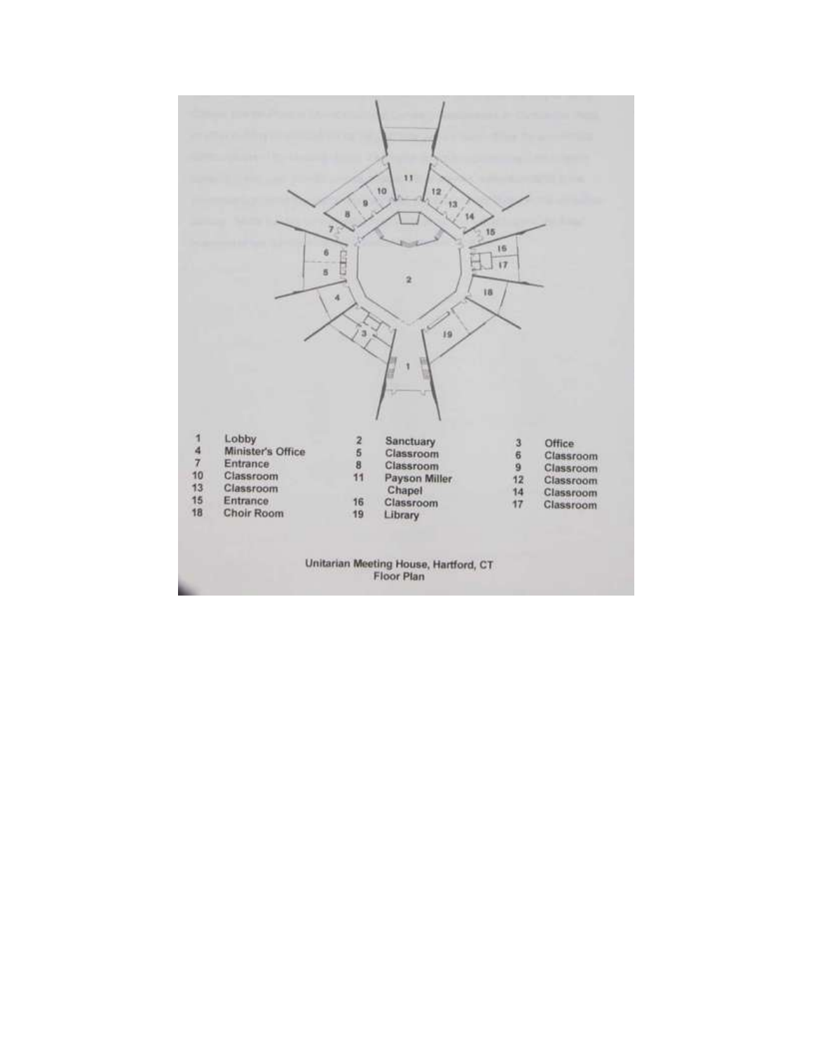| 1 | Lobby | 2 | Sanctuary | 3 | Office |
|---|---|---|---|---|---|
| 4 | Minister's Office | 5 | Classroom | 6 | Classroom |
| 7 | Entrance | 8 | Classroom | 9 | Classroom |
| 10 | Classroom | 11 | Payson Miller Chapel | 12 | Classroom |
| 13 | Classroom | | | 14 | Classroom |
| 15 | Entrance | 16 | Classroom | 17 | Classroom |
| 18 | Choir Room | 19 | Library | | |

Unitarian Meeting House, Hartford, CT
Floor Plan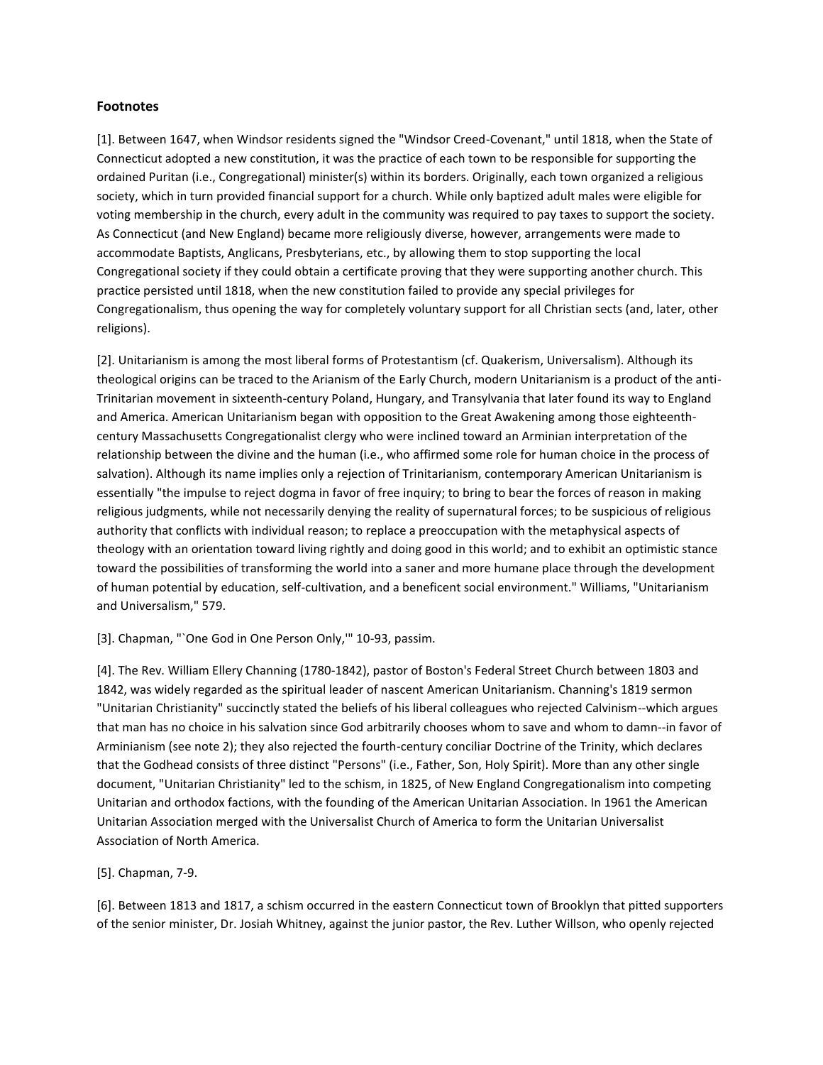### Footnotes

[1]. Between 1647, when Windsor residents signed the "Windsor Creed-Covenant," until 1818, when the State of Connecticut adopted a new constitution, it was the practice of each town to be responsible for supporting the ordained Puritan (i.e., Congregational) minister(s) within its borders. Originally, each town organized a religious society, which in turn provided financial support for a church. While only baptized adult males were eligible for voting membership in the church, every adult in the community was required to pay taxes to support the society. As Connecticut (and New England) became more religiously diverse, however, arrangements were made to accommodate Baptists, Anglicans, Presbyterians, etc., by allowing them to stop supporting the local Congregational society if they could obtain a certificate proving that they were supporting another church. This practice persisted until 1818, when the new constitution failed to provide any special privileges for Congregationalism, thus opening the way for completely voluntary support for all Christian sects (and, later, other religions).

[2]. Unitarianism is among the most liberal forms of Protestantism (cf. Quakerism, Universalism). Although its theological origins can be traced to the Arianism of the Early Church, modern Unitarianism is a product of the anti-Trinitarian movement in sixteenth-century Poland, Hungary, and Transylvania that later found its way to England and America. American Unitarianism began with opposition to the Great Awakening among those eighteenth-century Massachusetts Congregationalist clergy who were inclined toward an Arminian interpretation of the relationship between the divine and the human (i.e., who affirmed some role for human choice in the process of salvation). Although its name implies only a rejection of Trinitarianism, contemporary American Unitarianism is essentially "the impulse to reject dogma in favor of free inquiry; to bring to bear the forces of reason in making religious judgments, while not necessarily denying the reality of supernatural forces; to be suspicious of religious authority that conflicts with individual reason; to replace a preoccupation with the metaphysical aspects of theology with an orientation toward living rightly and doing good in this world; and to exhibit an optimistic stance toward the possibilities of transforming the world into a saner and more humane place through the development of human potential by education, self-cultivation, and a beneficent social environment." Williams, "Unitarianism and Universalism," 579.

[3]. Chapman, "`One God in One Person Only,'" 10-93, passim.

[4]. The Rev. William Ellery Channing (1780-1842), pastor of Boston's Federal Street Church between 1803 and 1842, was widely regarded as the spiritual leader of nascent American Unitarianism. Channing's 1819 sermon "Unitarian Christianity" succinctly stated the beliefs of his liberal colleagues who rejected Calvinism--which argues that man has no choice in his salvation since God arbitrarily chooses whom to save and whom to damn--in favor of Arminianism (see note 2); they also rejected the fourth-century conciliar Doctrine of the Trinity, which declares that the Godhead consists of three distinct "Persons" (i.e., Father, Son, Holy Spirit). More than any other single document, "Unitarian Christianity" led to the schism, in 1825, of New England Congregationalism into competing Unitarian and orthodox factions, with the founding of the American Unitarian Association. In 1961 the American Unitarian Association merged with the Universalist Church of America to form the Unitarian Universalist Association of North America.

[5]. Chapman, 7-9.

[6]. Between 1813 and 1817, a schism occurred in the eastern Connecticut town of Brooklyn that pitted supporters of the senior minister, Dr. Josiah Whitney, against the junior pastor, the Rev. Luther Willson, who openly rejected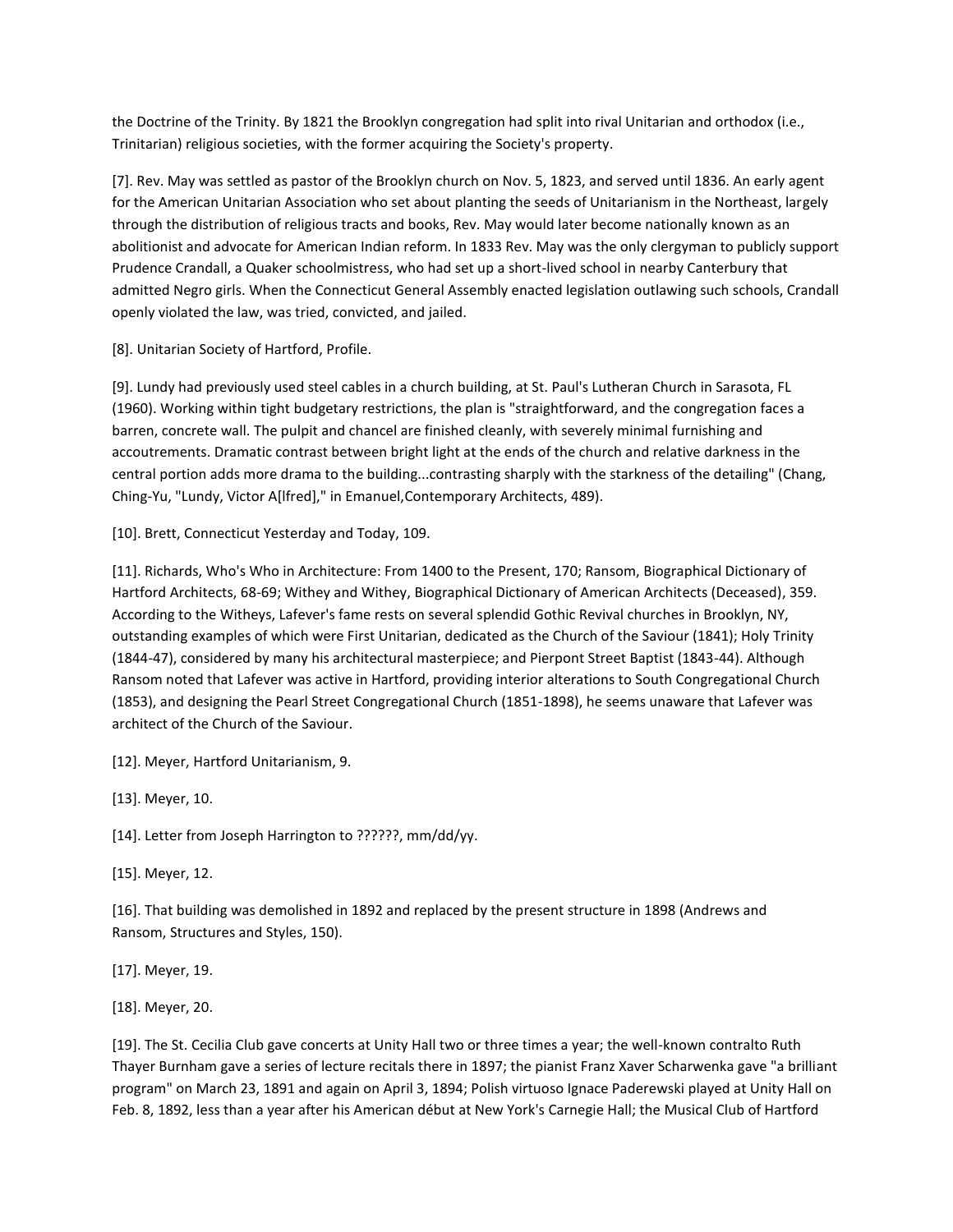the Doctrine of the Trinity. By 1821 the Brooklyn congregation had split into rival Unitarian and orthodox (i.e., Trinitarian) religious societies, with the former acquiring the Society's property.

[7]. Rev. May was settled as pastor of the Brooklyn church on Nov. 5, 1823, and served until 1836. An early agent for the American Unitarian Association who set about planting the seeds of Unitarianism in the Northeast, largely through the distribution of religious tracts and books, Rev. May would later become nationally known as an abolitionist and advocate for American Indian reform. In 1833 Rev. May was the only clergyman to publicly support Prudence Crandall, a Quaker schoolmistress, who had set up a short-lived school in nearby Canterbury that admitted Negro girls. When the Connecticut General Assembly enacted legislation outlawing such schools, Crandall openly violated the law, was tried, convicted, and jailed.

[8]. Unitarian Society of Hartford, Profile.

[9]. Lundy had previously used steel cables in a church building, at St. Paul's Lutheran Church in Sarasota, FL (1960). Working within tight budgetary restrictions, the plan is "straightforward, and the congregation faces a barren, concrete wall. The pulpit and chancel are finished cleanly, with severely minimal furnishing and accoutrements. Dramatic contrast between bright light at the ends of the church and relative darkness in the central portion adds more drama to the building...contrasting sharply with the starkness of the detailing" (Chang, Ching-Yu, "Lundy, Victor A[lfred]," in Emanuel,Contemporary Architects, 489).

[10]. Brett, Connecticut Yesterday and Today, 109.

[11]. Richards, Who's Who in Architecture: From 1400 to the Present, 170; Ransom, Biographical Dictionary of Hartford Architects, 68-69; Withey and Withey, Biographical Dictionary of American Architects (Deceased), 359. According to the Witheys, Lafever's fame rests on several splendid Gothic Revival churches in Brooklyn, NY, outstanding examples of which were First Unitarian, dedicated as the Church of the Saviour (1841); Holy Trinity (1844-47), considered by many his architectural masterpiece; and Pierpont Street Baptist (1843-44). Although Ransom noted that Lafever was active in Hartford, providing interior alterations to South Congregational Church (1853), and designing the Pearl Street Congregational Church (1851-1898), he seems unaware that Lafever was architect of the Church of the Saviour.

[12]. Meyer, Hartford Unitarianism, 9.

[13]. Meyer, 10.

[14]. Letter from Joseph Harrington to ??????, mm/dd/yy.

[15]. Meyer, 12.

[16]. That building was demolished in 1892 and replaced by the present structure in 1898 (Andrews and Ransom, Structures and Styles, 150).

[17]. Meyer, 19.

[18]. Meyer, 20.

[19]. The St. Cecilia Club gave concerts at Unity Hall two or three times a year; the well-known contralto Ruth Thayer Burnham gave a series of lecture recitals there in 1897; the pianist Franz Xaver Scharwenka gave "a brilliant program" on March 23, 1891 and again on April 3, 1894; Polish virtuoso Ignace Paderewski played at Unity Hall on Feb. 8, 1892, less than a year after his American début at New York's Carnegie Hall; the Musical Club of Hartford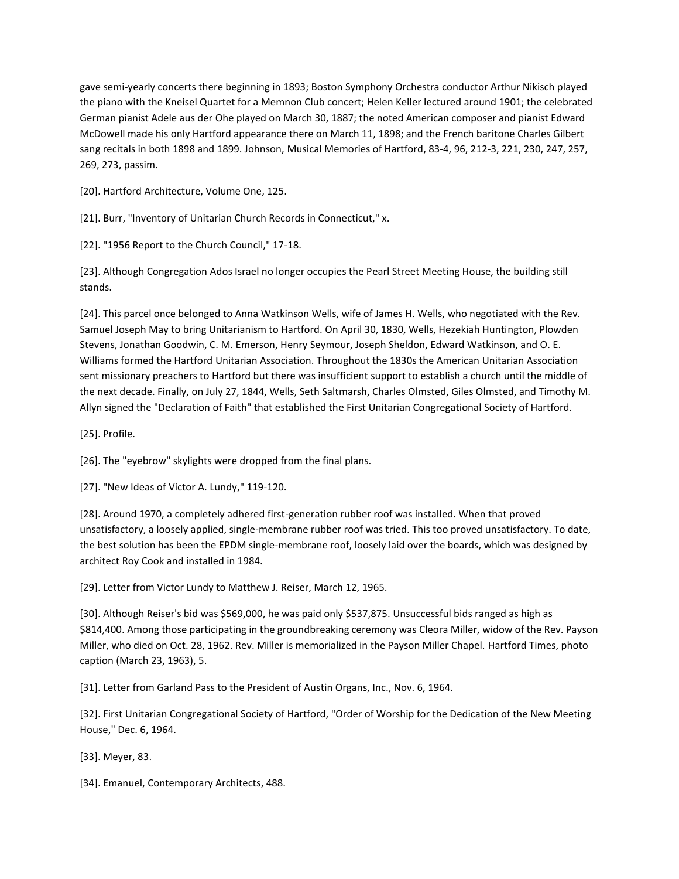gave semi-yearly concerts there beginning in 1893; Boston Symphony Orchestra conductor Arthur Nikisch played the piano with the Kneisel Quartet for a Memnon Club concert; Helen Keller lectured around 1901; the celebrated German pianist Adele aus der Ohe played on March 30, 1887; the noted American composer and pianist Edward McDowell made his only Hartford appearance there on March 11, 1898; and the French baritone Charles Gilbert sang recitals in both 1898 and 1899. Johnson, Musical Memories of Hartford, 83-4, 96, 212-3, 221, 230, 247, 257, 269, 273, passim.

[20]. Hartford Architecture, Volume One, 125.

[21]. Burr, "Inventory of Unitarian Church Records in Connecticut," x.

[22]. "1956 Report to the Church Council," 17-18.

[23]. Although Congregation Ados Israel no longer occupies the Pearl Street Meeting House, the building still stands.

[24]. This parcel once belonged to Anna Watkinson Wells, wife of James H. Wells, who negotiated with the Rev. Samuel Joseph May to bring Unitarianism to Hartford. On April 30, 1830, Wells, Hezekiah Huntington, Plowden Stevens, Jonathan Goodwin, C. M. Emerson, Henry Seymour, Joseph Sheldon, Edward Watkinson, and O. E. Williams formed the Hartford Unitarian Association. Throughout the 1830s the American Unitarian Association sent missionary preachers to Hartford but there was insufficient support to establish a church until the middle of the next decade. Finally, on July 27, 1844, Wells, Seth Saltmarsh, Charles Olmsted, Giles Olmsted, and Timothy M. Allyn signed the "Declaration of Faith" that established the First Unitarian Congregational Society of Hartford.

[25]. Profile.

[26]. The "eyebrow" skylights were dropped from the final plans.

[27]. "New Ideas of Victor A. Lundy," 119-120.

[28]. Around 1970, a completely adhered first-generation rubber roof was installed. When that proved unsatisfactory, a loosely applied, single-membrane rubber roof was tried. This too proved unsatisfactory. To date, the best solution has been the EPDM single-membrane roof, loosely laid over the boards, which was designed by architect Roy Cook and installed in 1984.

[29]. Letter from Victor Lundy to Matthew J. Reiser, March 12, 1965.

[30]. Although Reiser's bid was $569,000, he was paid only $537,875. Unsuccessful bids ranged as high as $814,400. Among those participating in the groundbreaking ceremony was Cleora Miller, widow of the Rev. Payson Miller, who died on Oct. 28, 1962. Rev. Miller is memorialized in the Payson Miller Chapel. Hartford Times, photo caption (March 23, 1963), 5.

[31]. Letter from Garland Pass to the President of Austin Organs, Inc., Nov. 6, 1964.

[32]. First Unitarian Congregational Society of Hartford, "Order of Worship for the Dedication of the New Meeting House," Dec. 6, 1964.

[33]. Meyer, 83.

[34]. Emanuel, Contemporary Architects, 488.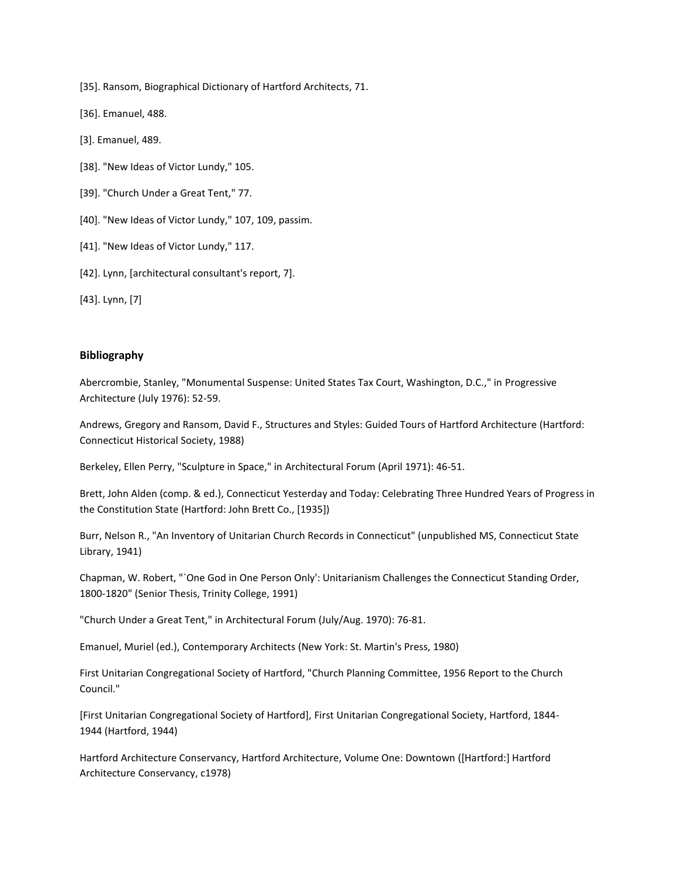[35]. Ransom, Biographical Dictionary of Hartford Architects, 71.

[36]. Emanuel, 488.

[3]. Emanuel, 489.

[38]. "New Ideas of Victor Lundy," 105.

[39]. "Church Under a Great Tent," 77.

[40]. "New Ideas of Victor Lundy," 107, 109, passim.

[41]. "New Ideas of Victor Lundy," 117.

[42]. Lynn, [architectural consultant's report, 7].

[43]. Lynn, [7]

## Bibliography

Abercrombie, Stanley, "Monumental Suspense: United States Tax Court, Washington, D.C.," in Progressive Architecture (July 1976): 52-59.

Andrews, Gregory and Ransom, David F., Structures and Styles: Guided Tours of Hartford Architecture (Hartford: Connecticut Historical Society, 1988)

Berkeley, Ellen Perry, "Sculpture in Space," in Architectural Forum (April 1971): 46-51.

Brett, John Alden (comp. & ed.), Connecticut Yesterday and Today: Celebrating Three Hundred Years of Progress in the Constitution State (Hartford: John Brett Co., [1935])

Burr, Nelson R., "An Inventory of Unitarian Church Records in Connecticut" (unpublished MS, Connecticut State Library, 1941)

Chapman, W. Robert, "`One God in One Person Only': Unitarianism Challenges the Connecticut Standing Order, 1800-1820" (Senior Thesis, Trinity College, 1991)

"Church Under a Great Tent," in Architectural Forum (July/Aug. 1970): 76-81.

Emanuel, Muriel (ed.), Contemporary Architects (New York: St. Martin's Press, 1980)

First Unitarian Congregational Society of Hartford, "Church Planning Committee, 1956 Report to the Church Council."

[First Unitarian Congregational Society of Hartford], First Unitarian Congregational Society, Hartford, 1844-1944 (Hartford, 1944)

Hartford Architecture Conservancy, Hartford Architecture, Volume One: Downtown ([Hartford:] Hartford Architecture Conservancy, c1978)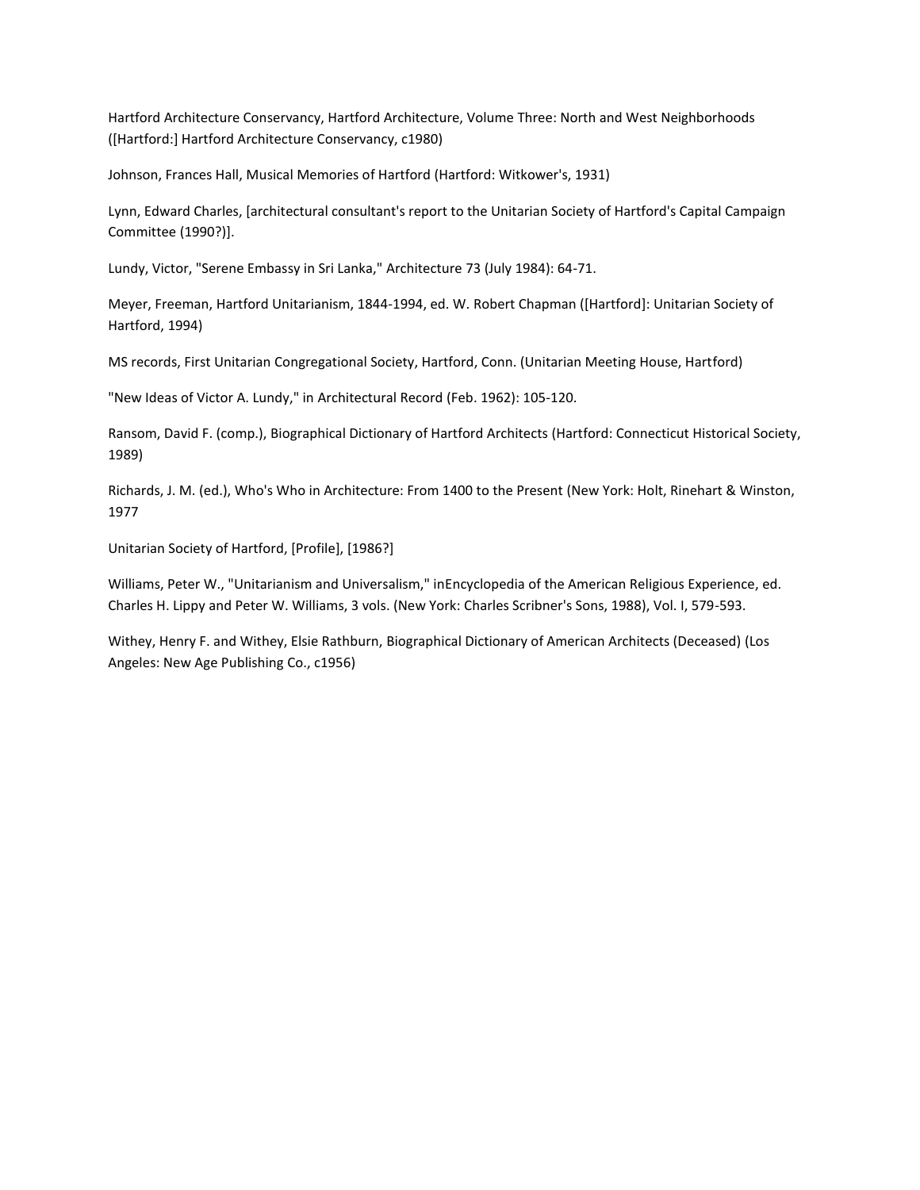Hartford Architecture Conservancy, Hartford Architecture, Volume Three: North and West Neighborhoods ([Hartford:] Hartford Architecture Conservancy, c1980)

Johnson, Frances Hall, Musical Memories of Hartford (Hartford: Witkower's, 1931)

Lynn, Edward Charles, [architectural consultant's report to the Unitarian Society of Hartford's Capital Campaign Committee (1990?)].

Lundy, Victor, "Serene Embassy in Sri Lanka," Architecture 73 (July 1984): 64-71.

Meyer, Freeman, Hartford Unitarianism, 1844-1994, ed. W. Robert Chapman ([Hartford]: Unitarian Society of Hartford, 1994)

MS records, First Unitarian Congregational Society, Hartford, Conn. (Unitarian Meeting House, Hartford)

"New Ideas of Victor A. Lundy," in Architectural Record (Feb. 1962): 105-120.

Ransom, David F. (comp.), Biographical Dictionary of Hartford Architects (Hartford: Connecticut Historical Society, 1989)

Richards, J. M. (ed.), Who's Who in Architecture: From 1400 to the Present (New York: Holt, Rinehart & Winston, 1977

Unitarian Society of Hartford, [Profile], [1986?]

Williams, Peter W., "Unitarianism and Universalism," inEncyclopedia of the American Religious Experience, ed. Charles H. Lippy and Peter W. Williams, 3 vols. (New York: Charles Scribner's Sons, 1988), Vol. I, 579-593.

Withey, Henry F. and Withey, Elsie Rathburn, Biographical Dictionary of American Architects (Deceased) (Los Angeles: New Age Publishing Co., c1956)